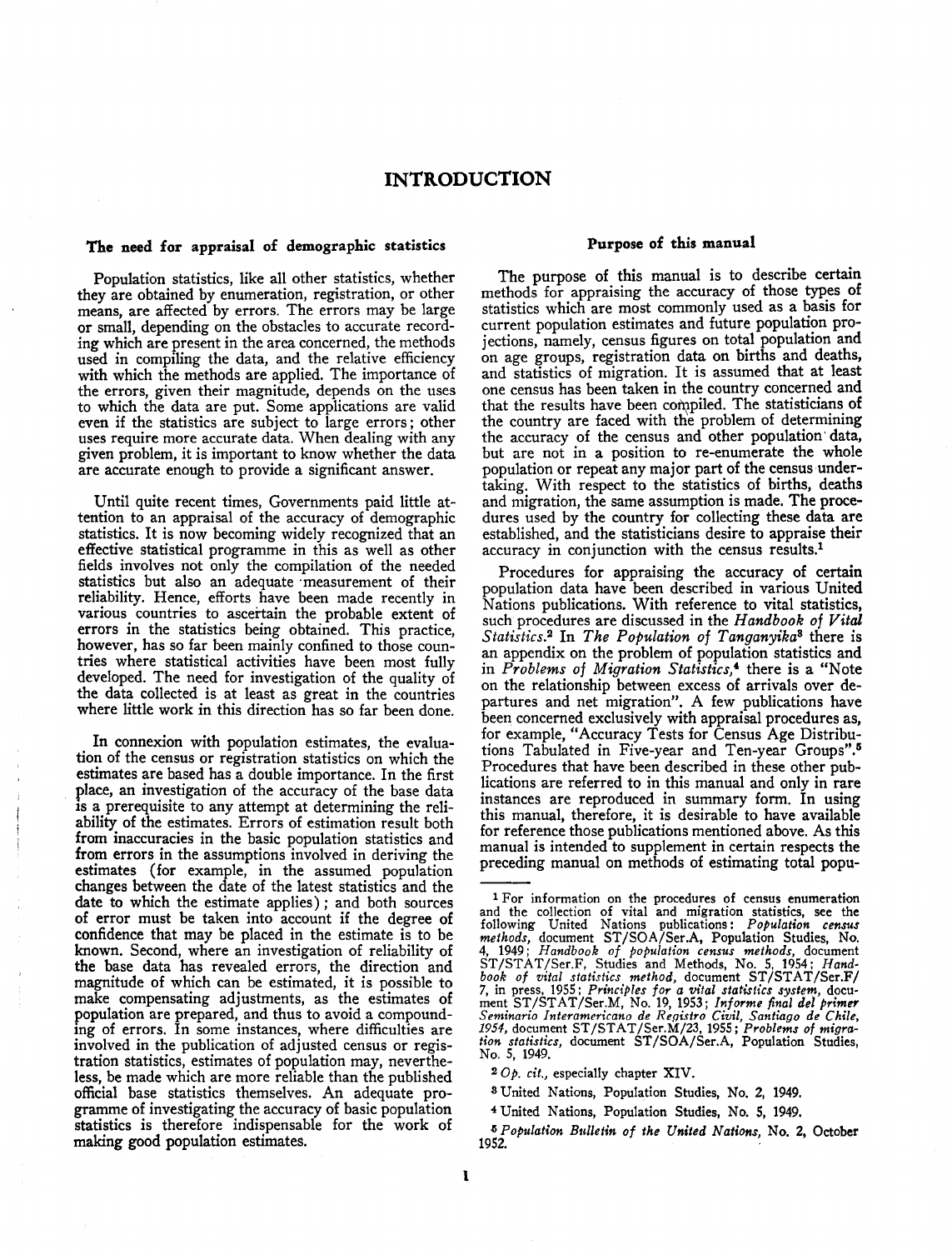# INTRODUCTION

## The need for appraisal of demographic statistics

Population statistics, like all other statistics, whether they are obtained by enumeration, registration, or other means, are affected by errors. The errors may be large or small, depending on the obstacles to accurate recording which are present in the area concerned, the methods used in compiling the data, and the relative efficiency with which the methods are applied. The importance of the errors, given their magnitude, depends on the uses to which the data are put. Some applications are valid even if the statistics are subject to large errors; other uses require more accurate data. When dealing with any given problem, it is important to know whether the data are accurate enough to provide a significant answer.

Until quite recent times, Governments paid little attention to an appraisal of the accuracy of demographic statistics. It is now becoming widely recognized that an effective statistical programme in this as well as other fields involves not only the compilation of the needed statistics but also an adequate measurement of their reliability. Hence, efforts have been made recently in various countries to ascertain the probable extent of errors in the statistics being obtained. This practice, however, has so far been mainly confined to those countries where statistical activities have been most fully developed. The need for investigation of the quality of the data collected is at least as great in the countries where little work in this direction has so far been done.

In connexion with population estimates, the evaluation of the census or registration statistics on which the estimates are based has a double importance. In the first place, an investigation of the accuracy of the base data is a prerequisite to any attempt at determining the reliability of the estimates. Errors of estimation result both from inaccuracies in the basic population statistics and from errors in the assumptions involved in deriving the estimates (for example, in the assumed population changes between the date of the latest statistics and the date to which the estimate applies); and both sources of error must be taken into account if the degree of confidence that may be placed in the estimate is to be known. Second, where an investigation of reliability of the base data has revealed errors, the direction and magnitude of which can be estimated, it is possible to make compensating adjustments, as the estimates of population are prepared, and thus to avoid a compounding of errors. In some instances, where difficulties are involved in the publication of adjusted census or registration statistics, estimates of population may, nevertheless, be made which are more reliable than the published official base statistics themselves. An adequate programme of investigating the accuracy of basic population statistics is therefore indispensable for the work of making good population estimates.

## Purpose of this manual

The purpose of this manual is to describe certain methods for appraising the accuracy of those types of statistics which are most commonly used as a basis for current population estimates and future population projections, namely, census figures on total population and on age groups, registration data on births and deaths, and statistics of migration. It is assumed that at least one census has been taken in the country concerned and that the results have been compiled. The statisticians of the country are faced with the problem of determining the accuracy of the census and other population data, but are not in a position to re-enumerate the whole population or repeat any major part of the census undertaking. With respect to the statistics of births, deaths and migration, the same assumption is made. The procedures used by the country for collecting these data are established, and the statisticians desire to appraise their accuracy in conjunction with the census results.[1]

Procedures for appraising the accuracy of certain population data have been described in various United Nations publications. With reference to vital statistics, such procedures are discussed in the *Handbook of Vital Statistics*.[2] In *The Population of Tanganyika*[3] there is an appendix on the problem of population statistics and in *Problems of Migration Statistics*,[4] there is a "Note on the relationship between excess of arrivals over departures and net migration". A few publications have been concerned exclusively with appraisal procedures as, for example, "Accuracy Tests for Census Age Distributions Tabulated in Five-year and Ten-year Groups".[5] Procedures that have been described in these other publications are referred to in this manual and only in rare instances are reproduced in summary form. In using this manual, therefore, it is desirable to have available for reference those publications mentioned above. As this manual is intended to supplement in certain respects the preceding manual on methods of estimating total popu-

---

[1] For information on the procedures of census enumeration and the collection of vital and migration statistics, see the following United Nations publications: *Population census methods*, document ST/SOA/Ser.A, Population Studies, No. 4, 1949; *Handbook of population census methods*, document ST/STAT/Ser.F, Studies and Methods, No. 5, 1954; *Handbook of vital statistics method*, document ST/STAT/Ser.F/7, in press, 1955; *Principles for a vital statistics system*, document ST/STAT/Ser.M, No. 19, 1953; *Informe final del primer Seminario Interamericano de Registro Civil, Santiago de Chile, 1954*, document ST/STAT/Ser.M/23, 1955; *Problems of migration statistics*, document ST/SOA/Ser.A, Population Studies, No. 5, 1949.

[2] *Op. cit.*, especially chapter XIV.

[3] United Nations, Population Studies, No. 2, 1949.

[4] United Nations, Population Studies, No. 5, 1949.

[5] *Population Bulletin of the United Nations*, No. 2, October 1952.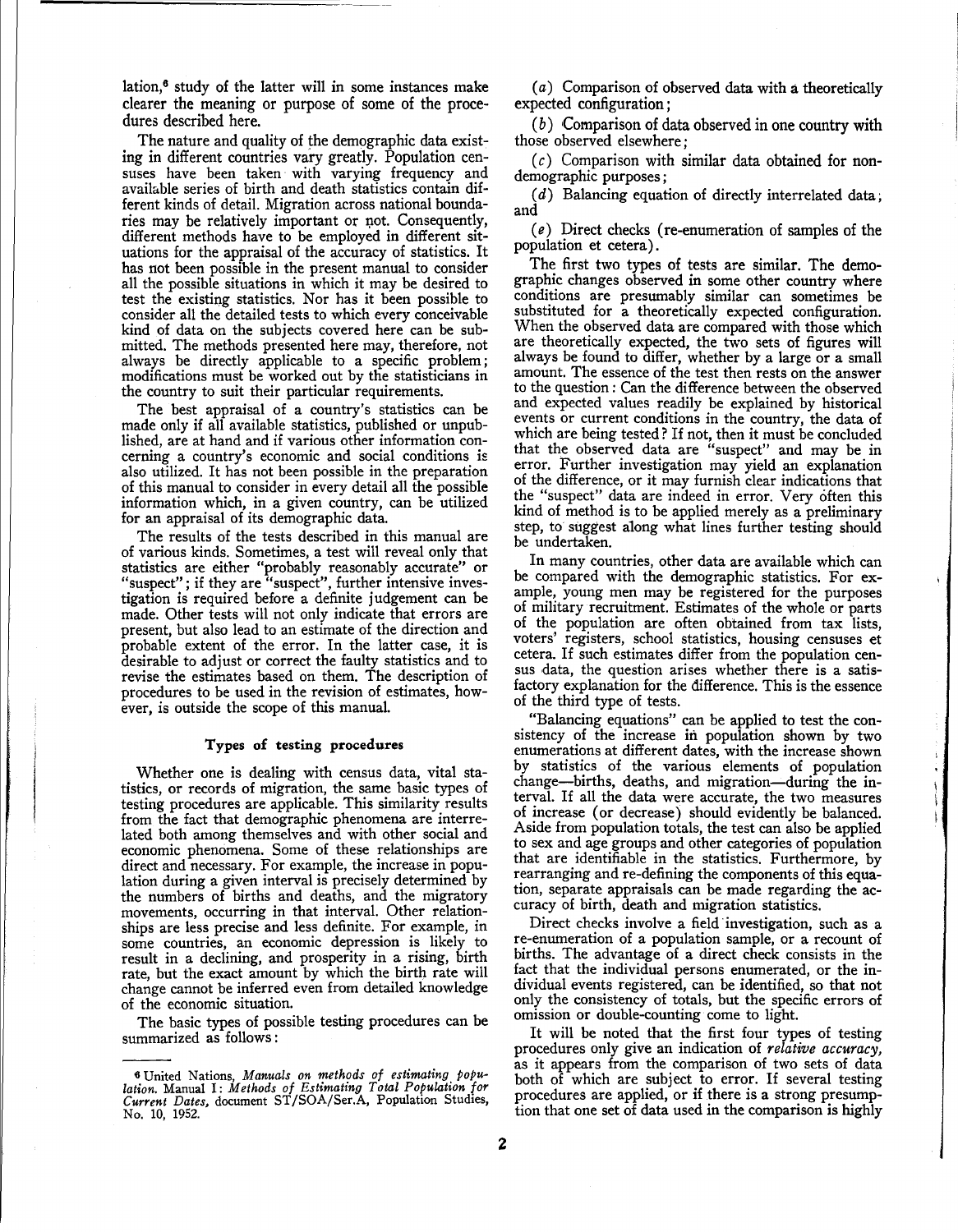lation,[6] study of the latter will in some instances make clearer the meaning or purpose of some of the procedures described here.

The nature and quality of the demographic data existing in different countries vary greatly. Population censuses have been taken with varying frequency and available series of birth and death statistics contain different kinds of detail. Migration across national boundaries may be relatively important or not. Consequently, different methods have to be employed in different situations for the appraisal of the accuracy of statistics. It has not been possible in the present manual to consider all the possible situations in which it may be desired to test the existing statistics. Nor has it been possible to consider all the detailed tests to which every conceivable kind of data on the subjects covered here can be submitted. The methods presented here may, therefore, not always be directly applicable to a specific problem; modifications must be worked out by the statisticians in the country to suit their particular requirements.

The best appraisal of a country's statistics can be made only if all available statistics, published or unpublished, are at hand and if various other information concerning a country's economic and social conditions is also utilized. It has not been possible in the preparation of this manual to consider in every detail all the possible information which, in a given country, can be utilized for an appraisal of its demographic data.

The results of the tests described in this manual are of various kinds. Sometimes, a test will reveal only that statistics are either "probably reasonably accurate" or "suspect"; if they are "suspect", further intensive investigation is required before a definite judgement can be made. Other tests will not only indicate that errors are present, but also lead to an estimate of the direction and probable extent of the error. In the latter case, it is desirable to adjust or correct the faulty statistics and to revise the estimates based on them. The description of procedures to be used in the revision of estimates, however, is outside the scope of this manual.

### Types of testing procedures

Whether one is dealing with census data, vital statistics, or records of migration, the same basic types of testing procedures are applicable. This similarity results from the fact that demographic phenomena are interrelated both among themselves and with other social and economic phenomena. Some of these relationships are direct and necessary. For example, the increase in population during a given interval is precisely determined by the numbers of births and deaths, and the migratory movements, occurring in that interval. Other relationships are less precise and less definite. For example, in some countries, an economic depression is likely to result in a declining, and prosperity in a rising, birth rate, but the exact amount by which the birth rate will change cannot be inferred even from detailed knowledge of the economic situation.

The basic types of possible testing procedures can be summarized as follows:

(*a*) Comparison of observed data with a theoretically expected configuration;

(*b*) Comparison of data observed in one country with those observed elsewhere;

(*c*) Comparison with similar data obtained for non-demographic purposes;

(*d*) Balancing equation of directly interrelated data; and

(*e*) Direct checks (re-enumeration of samples of the population et cetera).

The first two types of tests are similar. The demographic changes observed in some other country where conditions are presumably similar can sometimes be substituted for a theoretically expected configuration. When the observed data are compared with those which are theoretically expected, the two sets of figures will always be found to differ, whether by a large or a small amount. The essence of the test then rests on the answer to the question: Can the difference between the observed and expected values readily be explained by historical events or current conditions in the country, the data of which are being tested? If not, then it must be concluded that the observed data are "suspect" and may be in error. Further investigation may yield an explanation of the difference, or it may furnish clear indications that the "suspect" data are indeed in error. Very often this kind of method is to be applied merely as a preliminary step, to suggest along what lines further testing should be undertaken.

In many countries, other data are available which can be compared with the demographic statistics. For example, young men may be registered for the purposes of military recruitment. Estimates of the whole or parts of the population are often obtained from tax lists, voters' registers, school statistics, housing censuses et cetera. If such estimates differ from the population census data, the question arises whether there is a satisfactory explanation for the difference. This is the essence of the third type of tests.

"Balancing equations" can be applied to test the consistency of the increase in population shown by two enumerations at different dates, with the increase shown by statistics of the various elements of population change—births, deaths, and migration—during the interval. If all the data were accurate, the two measures of increase (or decrease) should evidently be balanced. Aside from population totals, the test can also be applied to sex and age groups and other categories of population that are identifiable in the statistics. Furthermore, by rearranging and re-defining the components of this equation, separate appraisals can be made regarding the accuracy of birth, death and migration statistics.

Direct checks involve a field investigation, such as a re-enumeration of a population sample, or a recount of births. The advantage of a direct check consists in the fact that the individual persons enumerated, or the individual events registered, can be identified, so that not only the consistency of totals, but the specific errors of omission or double-counting come to light.

It will be noted that the first four types of testing procedures only give an indication of *relative accuracy*, as it appears from the comparison of two sets of data both of which are subject to error. If several testing procedures are applied, or if there is a strong presumption that one set of data used in the comparison is highly

---

[6] United Nations, *Manuals on methods of estimating population.* Manual I: *Methods of Estimating Total Population for Current Dates,* document ST/SOA/Ser.A, Population Studies, No. 10, 1952.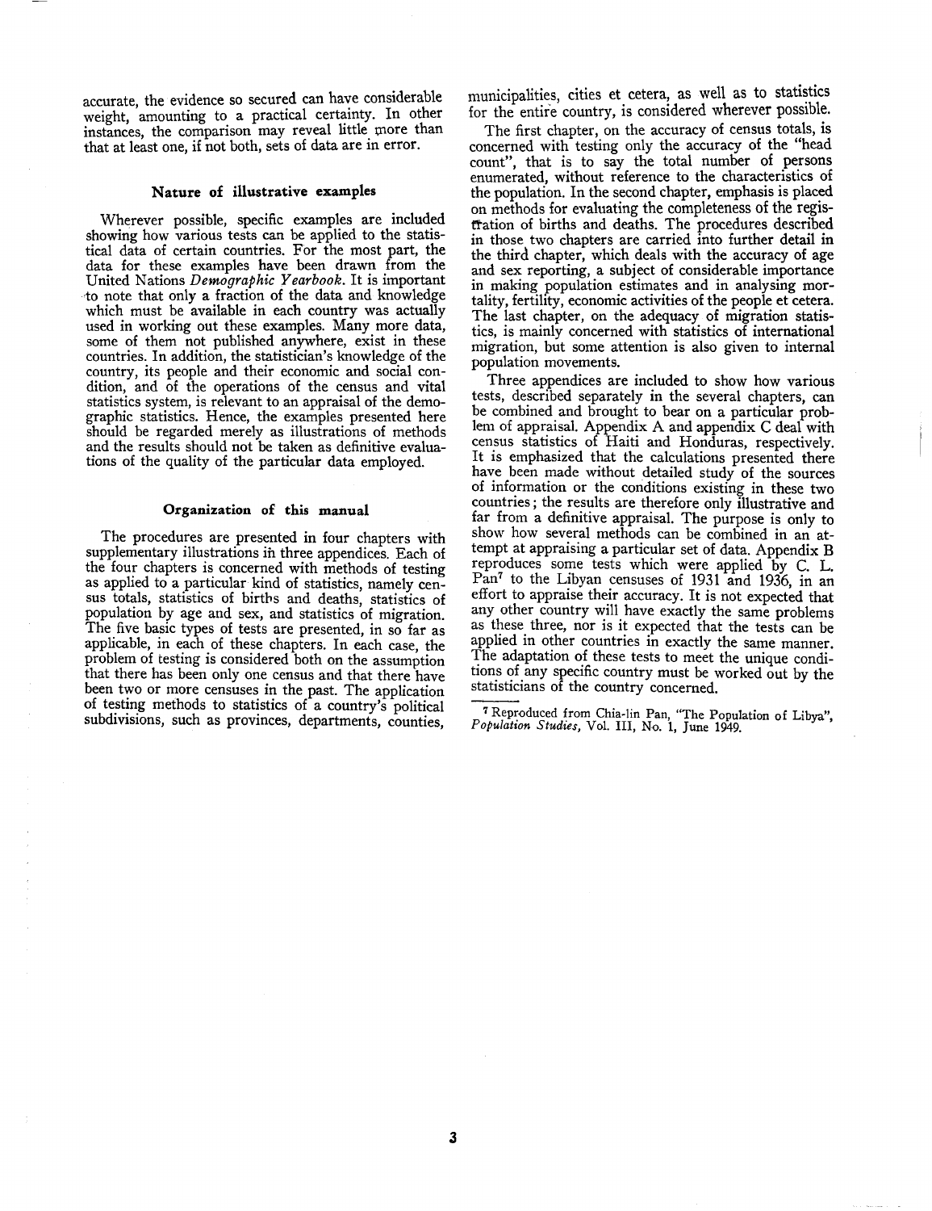accurate, the evidence so secured can have considerable weight, amounting to a practical certainty. In other instances, the comparison may reveal little more than that at least one, if not both, sets of data are in error.

### Nature of illustrative examples

Wherever possible, specific examples are included showing how various tests can be applied to the statistical data of certain countries. For the most part, the data for these examples have been drawn from the United Nations *Demographic Yearbook*. It is important to note that only a fraction of the data and knowledge which must be available in each country was actually used in working out these examples. Many more data, some of them not published anywhere, exist in these countries. In addition, the statistician's knowledge of the country, its people and their economic and social condition, and of the operations of the census and vital statistics system, is relevant to an appraisal of the demographic statistics. Hence, the examples presented here should be regarded merely as illustrations of methods and the results should not be taken as definitive evaluations of the quality of the particular data employed.

### Organization of this manual

The procedures are presented in four chapters with supplementary illustrations in three appendices. Each of the four chapters is concerned with methods of testing as applied to a particular kind of statistics, namely census totals, statistics of births and deaths, statistics of population by age and sex, and statistics of migration. The five basic types of tests are presented, in so far as applicable, in each of these chapters. In each case, the problem of testing is considered both on the assumption that there has been only one census and that there have been two or more censuses in the past. The application of testing methods to statistics of a country's political subdivisions, such as provinces, departments, counties, municipalities, cities et cetera, as well as to statistics for the entire country, is considered wherever possible.

The first chapter, on the accuracy of census totals, is concerned with testing only the accuracy of the "head count", that is to say the total number of persons enumerated, without reference to the characteristics of the population. In the second chapter, emphasis is placed on methods for evaluating the completeness of the registration of births and deaths. The procedures described in those two chapters are carried into further detail in the third chapter, which deals with the accuracy of age and sex reporting, a subject of considerable importance in making population estimates and in analysing mortality, fertility, economic activities of the people et cetera. The last chapter, on the adequacy of migration statistics, is mainly concerned with statistics of international migration, but some attention is also given to internal population movements.

Three appendices are included to show how various tests, described separately in the several chapters, can be combined and brought to bear on a particular problem of appraisal. Appendix A and appendix C deal with census statistics of Haiti and Honduras, respectively. It is emphasized that the calculations presented there have been made without detailed study of the sources of information or the conditions existing in these two countries; the results are therefore only illustrative and far from a definitive appraisal. The purpose is only to show how several methods can be combined in an attempt at appraising a particular set of data. Appendix B reproduces some tests which were applied by C. L. Pan[7] to the Libyan censuses of 1931 and 1936, in an effort to appraise their accuracy. It is not expected that any other country will have exactly the same problems as these three, nor is it expected that the tests can be applied in other countries in exactly the same manner. The adaptation of these tests to meet the unique conditions of any specific country must be worked out by the statisticians of the country concerned.

---

[7] Reproduced from Chia-lin Pan, "The Population of Libya", *Population Studies*, Vol. III, No. 1, June 1949.